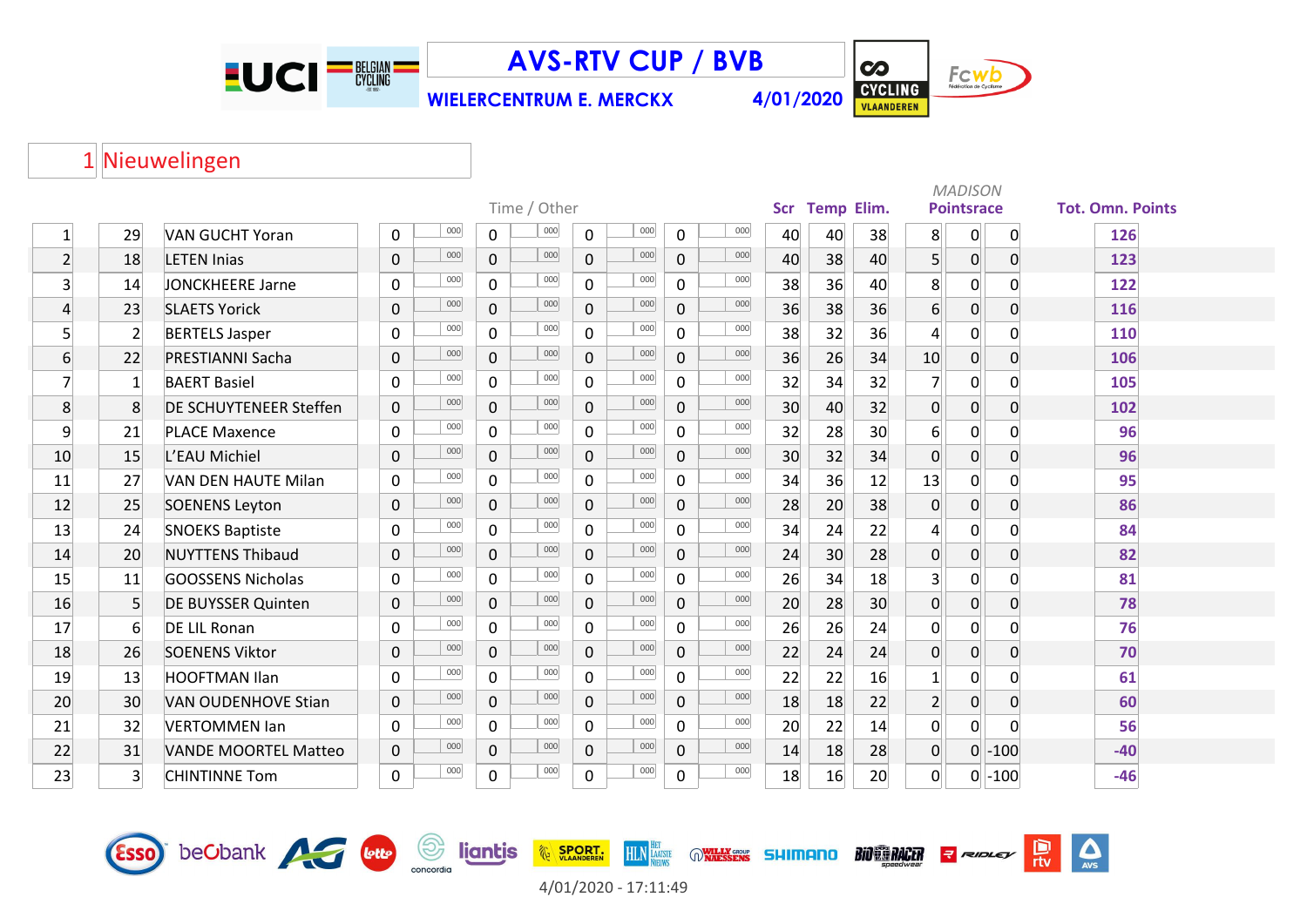# AVS-RTV CUP / BVB

**WIELERCENTRUM E. MERCKX** — **4/01/2020**

## 1 Nieuwelingen

| | | | Time / Other | | | | | | | | Scr | Temp | Elim. | MADISON Pointsrace | | | Tot. Omn. Points |
|---|---|---|---|---|---|---|---|---|---|---|---|---|---|---|---|---|---|
| 1 | 29 | VAN GUCHT Yoran | 0 | 000 | 0 | 000 | 0 | 000 | 0 | 000 | 40 | 40 | 38 | 8 | 0 | 0 | 126 |
| 2 | 18 | LETEN Inias | 0 | 000 | 0 | 000 | 0 | 000 | 0 | 000 | 40 | 38 | 40 | 5 | 0 | 0 | 123 |
| 3 | 14 | JONCKHEERE Jarne | 0 | 000 | 0 | 000 | 0 | 000 | 0 | 000 | 38 | 36 | 40 | 8 | 0 | 0 | 122 |
| 4 | 23 | SLAETS Yorick | 0 | 000 | 0 | 000 | 0 | 000 | 0 | 000 | 36 | 38 | 36 | 6 | 0 | 0 | 116 |
| 5 | 2 | BERTELS Jasper | 0 | 000 | 0 | 000 | 0 | 000 | 0 | 000 | 38 | 32 | 36 | 4 | 0 | 0 | 110 |
| 6 | 22 | PRESTIANNI Sacha | 0 | 000 | 0 | 000 | 0 | 000 | 0 | 000 | 36 | 26 | 34 | 10 | 0 | 0 | 106 |
| 7 | 1 | BAERT Basiel | 0 | 000 | 0 | 000 | 0 | 000 | 0 | 000 | 32 | 34 | 32 | 7 | 0 | 0 | 105 |
| 8 | 8 | DE SCHUYTENEER Steffen | 0 | 000 | 0 | 000 | 0 | 000 | 0 | 000 | 30 | 40 | 32 | 0 | 0 | 0 | 102 |
| 9 | 21 | PLACE Maxence | 0 | 000 | 0 | 000 | 0 | 000 | 0 | 000 | 32 | 28 | 30 | 6 | 0 | 0 | 96 |
| 10 | 15 | L'EAU Michiel | 0 | 000 | 0 | 000 | 0 | 000 | 0 | 000 | 30 | 32 | 34 | 0 | 0 | 0 | 96 |
| 11 | 27 | VAN DEN HAUTE Milan | 0 | 000 | 0 | 000 | 0 | 000 | 0 | 000 | 34 | 36 | 12 | 13 | 0 | 0 | 95 |
| 12 | 25 | SOENENS Leyton | 0 | 000 | 0 | 000 | 0 | 000 | 0 | 000 | 28 | 20 | 38 | 0 | 0 | 0 | 86 |
| 13 | 24 | SNOEKS Baptiste | 0 | 000 | 0 | 000 | 0 | 000 | 0 | 000 | 34 | 24 | 22 | 4 | 0 | 0 | 84 |
| 14 | 20 | NUYTTENS Thibaud | 0 | 000 | 0 | 000 | 0 | 000 | 0 | 000 | 24 | 30 | 28 | 0 | 0 | 0 | 82 |
| 15 | 11 | GOOSSENS Nicholas | 0 | 000 | 0 | 000 | 0 | 000 | 0 | 000 | 26 | 34 | 18 | 3 | 0 | 0 | 81 |
| 16 | 5 | DE BUYSSER Quinten | 0 | 000 | 0 | 000 | 0 | 000 | 0 | 000 | 20 | 28 | 30 | 0 | 0 | 0 | 78 |
| 17 | 6 | DE LIL Ronan | 0 | 000 | 0 | 000 | 0 | 000 | 0 | 000 | 26 | 26 | 24 | 0 | 0 | 0 | 76 |
| 18 | 26 | SOENENS Viktor | 0 | 000 | 0 | 000 | 0 | 000 | 0 | 000 | 22 | 24 | 24 | 0 | 0 | 0 | 70 |
| 19 | 13 | HOOFTMAN Ilan | 0 | 000 | 0 | 000 | 0 | 000 | 0 | 000 | 22 | 22 | 16 | 1 | 0 | 0 | 61 |
| 20 | 30 | VAN OUDENHOVE Stian | 0 | 000 | 0 | 000 | 0 | 000 | 0 | 000 | 18 | 18 | 22 | 2 | 0 | 0 | 60 |
| 21 | 32 | VERTOMMEN Ian | 0 | 000 | 0 | 000 | 0 | 000 | 0 | 000 | 20 | 22 | 14 | 0 | 0 | 0 | 56 |
| 22 | 31 | VANDE MOORTEL Matteo | 0 | 000 | 0 | 000 | 0 | 000 | 0 | 000 | 14 | 18 | 28 | 0 | 0 | -100 | -40 |
| 23 | 3 | CHINTINNE Tom | 0 | 000 | 0 | 000 | 0 | 000 | 0 | 000 | 18 | 16 | 20 | 0 | 0 | -100 | -46 |

4/01/2020 - 17:11:49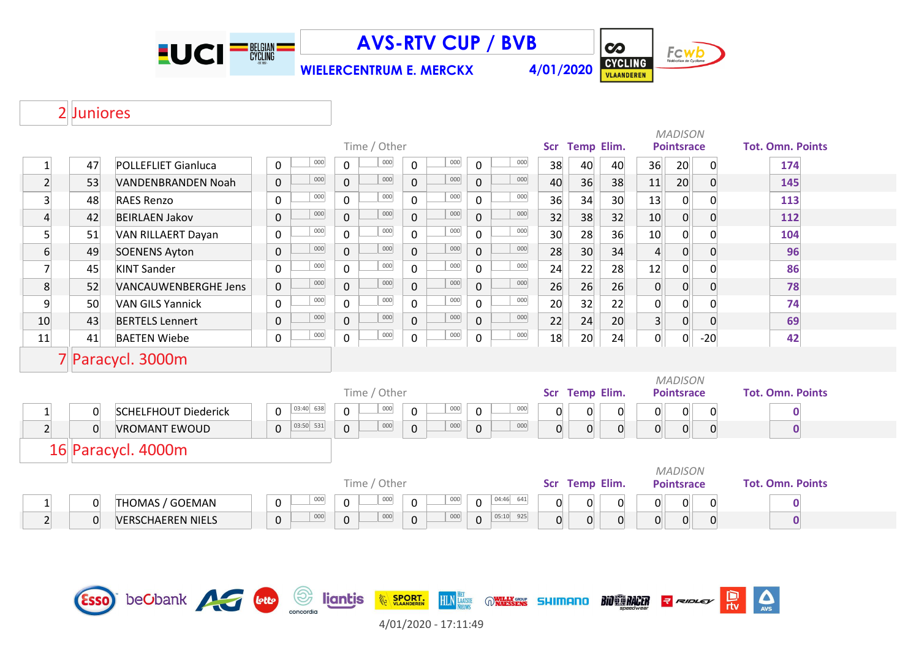# AVS-RTV CUP / BVB

**WIELERCENTRUM E. MERCKX** **4/01/2020**

## 2 Juniores

| | | | Time / Other | | | | | | | | Scr | Temp | Elim. | MADISON Pointsrace | | | Tot. Omn. Points |
|---|---|---|---|---|---|---|---|---|---|---|---|---|---|---|---|---|---|
| 1 | 47 | POLLEFLIET Gianluca | 0 | 000 | 0 | 000 | 0 | 000 | 0 | 000 | 38 | 40 | 40 | 36 | 20 | 0 | 174 |
| 2 | 53 | VANDENBRANDEN Noah | 0 | 000 | 0 | 000 | 0 | 000 | 0 | 000 | 40 | 36 | 38 | 11 | 20 | 0 | 145 |
| 3 | 48 | RAES Renzo | 0 | 000 | 0 | 000 | 0 | 000 | 0 | 000 | 36 | 34 | 30 | 13 | 0 | 0 | 113 |
| 4 | 42 | BEIRLAEN Jakov | 0 | 000 | 0 | 000 | 0 | 000 | 0 | 000 | 32 | 38 | 32 | 10 | 0 | 0 | 112 |
| 5 | 51 | VAN RILLAERT Dayan | 0 | 000 | 0 | 000 | 0 | 000 | 0 | 000 | 30 | 28 | 36 | 10 | 0 | 0 | 104 |
| 6 | 49 | SOENENS Ayton | 0 | 000 | 0 | 000 | 0 | 000 | 0 | 000 | 28 | 30 | 34 | 4 | 0 | 0 | 96 |
| 7 | 45 | KINT Sander | 0 | 000 | 0 | 000 | 0 | 000 | 0 | 000 | 24 | 22 | 28 | 12 | 0 | 0 | 86 |
| 8 | 52 | VANCAUWENBERGHE Jens | 0 | 000 | 0 | 000 | 0 | 000 | 0 | 000 | 26 | 26 | 26 | 0 | 0 | 0 | 78 |
| 9 | 50 | VAN GILS Yannick | 0 | 000 | 0 | 000 | 0 | 000 | 0 | 000 | 20 | 32 | 22 | 0 | 0 | 0 | 74 |
| 10 | 43 | BERTELS Lennert | 0 | 000 | 0 | 000 | 0 | 000 | 0 | 000 | 22 | 24 | 20 | 3 | 0 | 0 | 69 |
| 11 | 41 | BAETEN Wiebe | 0 | 000 | 0 | 000 | 0 | 000 | 0 | 000 | 18 | 20 | 24 | 0 | 0 | -20 | 42 |

## 7 Paracycl. 3000m

| | | | Time / Other | | | | | | | | Scr | Temp | Elim. | MADISON Pointsrace | | | Tot. Omn. Points |
|---|---|---|---|---|---|---|---|---|---|---|---|---|---|---|---|---|---|
| 1 | 0 | SCHELFHOUT Diederick | 0 | 03:40 638 | 0 | 000 | 0 | 000 | 0 | 000 | 0 | 0 | 0 | 0 | 0 | 0 | 0 |
| 2 | 0 | VROMANT EWOUD | 0 | 03:50 531 | 0 | 000 | 0 | 000 | 0 | 000 | 0 | 0 | 0 | 0 | 0 | 0 | 0 |

## 16 Paracycl. 4000m

| | | | Time / Other | | | | | | | | Scr | Temp | Elim. | MADISON Pointsrace | | | Tot. Omn. Points |
|---|---|---|---|---|---|---|---|---|---|---|---|---|---|---|---|---|---|
| 1 | 0 | THOMAS / GOEMAN | 0 | 000 | 0 | 000 | 0 | 000 | 0 | 04:46 641 | 0 | 0 | 0 | 0 | 0 | 0 | 0 |
| 2 | 0 | VERSCHAEREN NIELS | 0 | 000 | 0 | 000 | 0 | 000 | 0 | 05:10 925 | 0 | 0 | 0 | 0 | 0 | 0 | 0 |

4/01/2020 - 17:11:49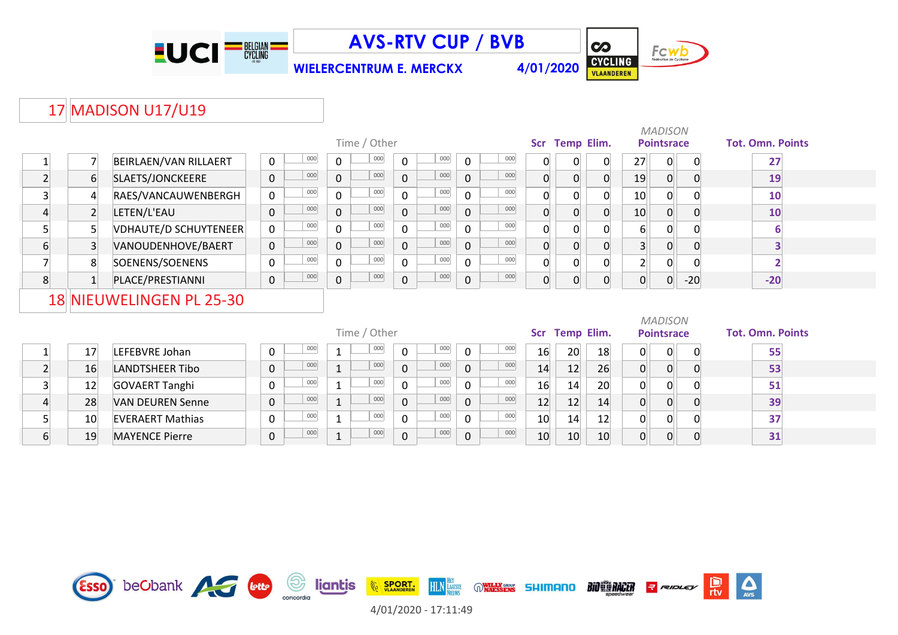# AVS-RTV CUP / BVB

**WIELERCENTRUM E. MERCKX** **4/01/2020**

## 17 MADISON U17/U19

| | | | Time / Other | | | | | | | | Scr | Temp | Elim. | MADISON Pointsrace | | | Tot. Omn. Points |
|---|---|---|---|---|---|---|---|---|---|---|---|---|---|---|---|---|---|
| 1 | 7 | BEIRLAEN/VAN RILLAERT | 0 | 000 | 0 | 000 | 0 | 000 | 0 | 000 | 0 | 0 | 0 | 27 | 0 | 0 | 27 |
| 2 | 6 | SLAETS/JONCKEERE | 0 | 000 | 0 | 000 | 0 | 000 | 0 | 000 | 0 | 0 | 0 | 19 | 0 | 0 | 19 |
| 3 | 4 | RAES/VANCAUWENBERGH | 0 | 000 | 0 | 000 | 0 | 000 | 0 | 000 | 0 | 0 | 0 | 10 | 0 | 0 | 10 |
| 4 | 2 | LETEN/L'EAU | 0 | 000 | 0 | 000 | 0 | 000 | 0 | 000 | 0 | 0 | 0 | 10 | 0 | 0 | 10 |
| 5 | 5 | VDHAUTE/D SCHUYTENEER | 0 | 000 | 0 | 000 | 0 | 000 | 0 | 000 | 0 | 0 | 0 | 6 | 0 | 0 | 6 |
| 6 | 3 | VANOUDENHOVE/BAERT | 0 | 000 | 0 | 000 | 0 | 000 | 0 | 000 | 0 | 0 | 0 | 3 | 0 | 0 | 3 |
| 7 | 8 | SOENENS/SOENENS | 0 | 000 | 0 | 000 | 0 | 000 | 0 | 000 | 0 | 0 | 0 | 2 | 0 | 0 | 2 |
| 8 | 1 | PLACE/PRESTIANNI | 0 | 000 | 0 | 000 | 0 | 000 | 0 | 000 | 0 | 0 | 0 | 0 | 0 | -20 | -20 |

## 18 NIEUWELINGEN PL 25-30

| | | | Time / Other | | | | | | | | Scr | Temp | Elim. | MADISON Pointsrace | | | Tot. Omn. Points |
|---|---|---|---|---|---|---|---|---|---|---|---|---|---|---|---|---|---|
| 1 | 17 | LEFEBVRE Johan | 0 | 000 | 1 | 000 | 0 | 000 | 0 | 000 | 16 | 20 | 18 | 0 | 0 | 0 | 55 |
| 2 | 16 | LANDTSHEER Tibo | 0 | 000 | 1 | 000 | 0 | 000 | 0 | 000 | 14 | 12 | 26 | 0 | 0 | 0 | 53 |
| 3 | 12 | GOVAERT Tanghi | 0 | 000 | 1 | 000 | 0 | 000 | 0 | 000 | 16 | 14 | 20 | 0 | 0 | 0 | 51 |
| 4 | 28 | VAN DEUREN Senne | 0 | 000 | 1 | 000 | 0 | 000 | 0 | 000 | 12 | 12 | 14 | 0 | 0 | 0 | 39 |
| 5 | 10 | EVERAERT Mathias | 0 | 000 | 1 | 000 | 0 | 000 | 0 | 000 | 10 | 14 | 12 | 0 | 0 | 0 | 37 |
| 6 | 19 | MAYENCE Pierre | 0 | 000 | 1 | 000 | 0 | 000 | 0 | 000 | 10 | 10 | 10 | 0 | 0 | 0 | 31 |

4/01/2020 - 17:11:49